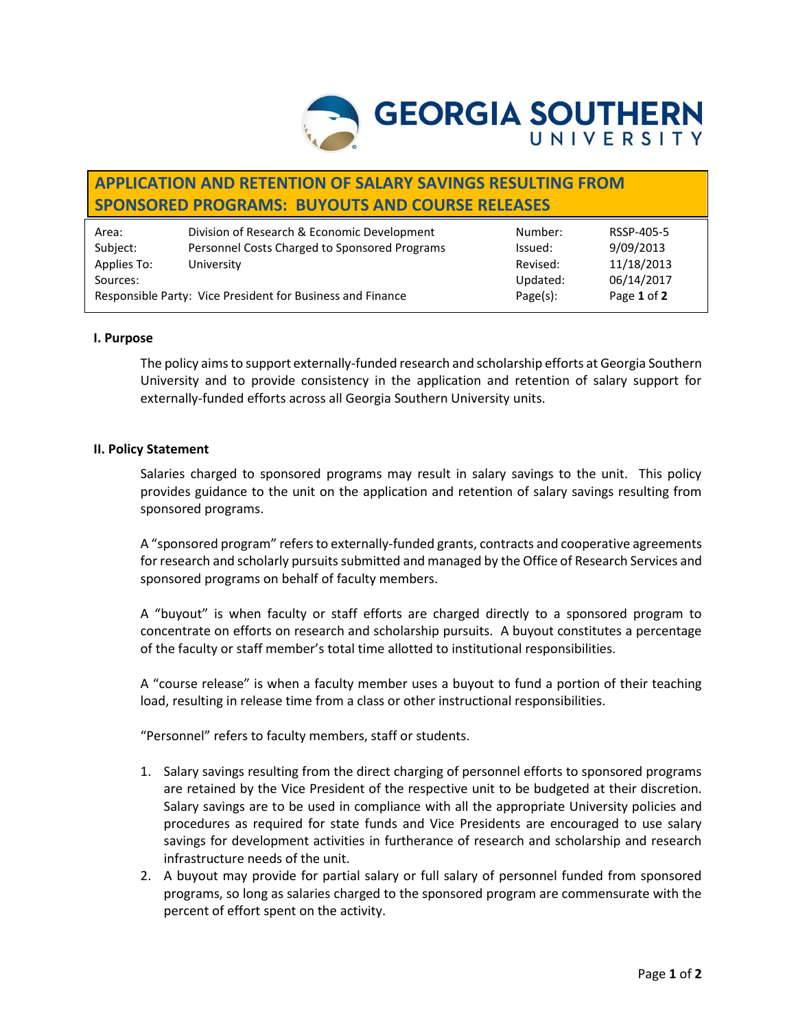# APPLICATION AND RETENTION OF SALARY SAVINGS RESULTING FROM SPONSORED PROGRAMS: BUYOUTS AND COURSE RELEASES

| | | | |
|---|---|---|---|
| Area: | Division of Research & Economic Development | Number: | RSSP-405-5 |
| Subject: | Personnel Costs Charged to Sponsored Programs | Issued: | 9/09/2013 |
| Applies To: | University | Revised: | 11/18/2013 |
| Sources: | | Updated: | 06/14/2017 |
| Responsible Party: Vice President for Business and Finance | | Page(s): | Page **1** of **2** |

## I. Purpose

The policy aims to support externally-funded research and scholarship efforts at Georgia Southern University and to provide consistency in the application and retention of salary support for externally-funded efforts across all Georgia Southern University units.

## II. Policy Statement

Salaries charged to sponsored programs may result in salary savings to the unit. This policy provides guidance to the unit on the application and retention of salary savings resulting from sponsored programs.

A "sponsored program" refers to externally-funded grants, contracts and cooperative agreements for research and scholarly pursuits submitted and managed by the Office of Research Services and sponsored programs on behalf of faculty members.

A "buyout" is when faculty or staff efforts are charged directly to a sponsored program to concentrate on efforts on research and scholarship pursuits. A buyout constitutes a percentage of the faculty or staff member's total time allotted to institutional responsibilities.

A "course release" is when a faculty member uses a buyout to fund a portion of their teaching load, resulting in release time from a class or other instructional responsibilities.

"Personnel" refers to faculty members, staff or students.

1. Salary savings resulting from the direct charging of personnel efforts to sponsored programs are retained by the Vice President of the respective unit to be budgeted at their discretion. Salary savings are to be used in compliance with all the appropriate University policies and procedures as required for state funds and Vice Presidents are encouraged to use salary savings for development activities in furtherance of research and scholarship and research infrastructure needs of the unit.
2. A buyout may provide for partial salary or full salary of personnel funded from sponsored programs, so long as salaries charged to the sponsored program are commensurate with the percent of effort spent on the activity.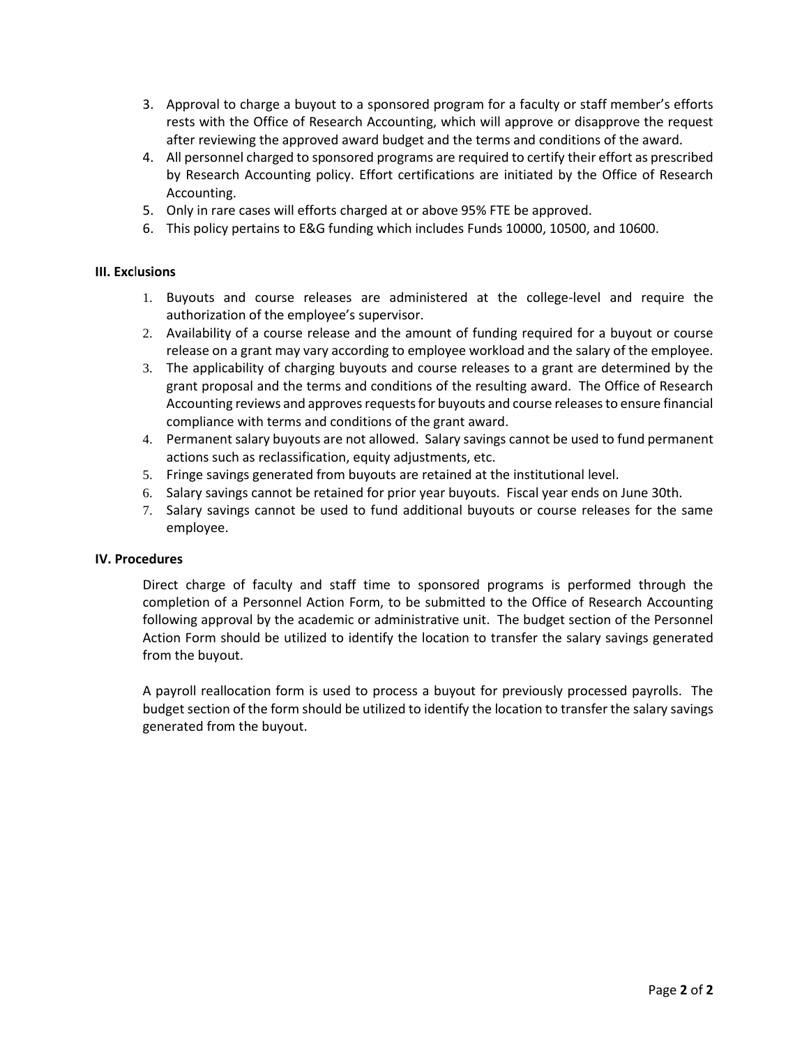3. Approval to charge a buyout to a sponsored program for a faculty or staff member's efforts rests with the Office of Research Accounting, which will approve or disapprove the request after reviewing the approved award budget and the terms and conditions of the award.
4. All personnel charged to sponsored programs are required to certify their effort as prescribed by Research Accounting policy. Effort certifications are initiated by the Office of Research Accounting.
5. Only in rare cases will efforts charged at or above 95% FTE be approved.
6. This policy pertains to E&G funding which includes Funds 10000, 10500, and 10600.

**III. Exclusions**

1. Buyouts and course releases are administered at the college-level and require the authorization of the employee's supervisor.
2. Availability of a course release and the amount of funding required for a buyout or course release on a grant may vary according to employee workload and the salary of the employee.
3. The applicability of charging buyouts and course releases to a grant are determined by the grant proposal and the terms and conditions of the resulting award. The Office of Research Accounting reviews and approves requests for buyouts and course releases to ensure financial compliance with terms and conditions of the grant award.
4. Permanent salary buyouts are not allowed. Salary savings cannot be used to fund permanent actions such as reclassification, equity adjustments, etc.
5. Fringe savings generated from buyouts are retained at the institutional level.
6. Salary savings cannot be retained for prior year buyouts. Fiscal year ends on June 30th.
7. Salary savings cannot be used to fund additional buyouts or course releases for the same employee.

**IV. Procedures**

Direct charge of faculty and staff time to sponsored programs is performed through the completion of a Personnel Action Form, to be submitted to the Office of Research Accounting following approval by the academic or administrative unit. The budget section of the Personnel Action Form should be utilized to identify the location to transfer the salary savings generated from the buyout.

A payroll reallocation form is used to process a buyout for previously processed payrolls. The budget section of the form should be utilized to identify the location to transfer the salary savings generated from the buyout.